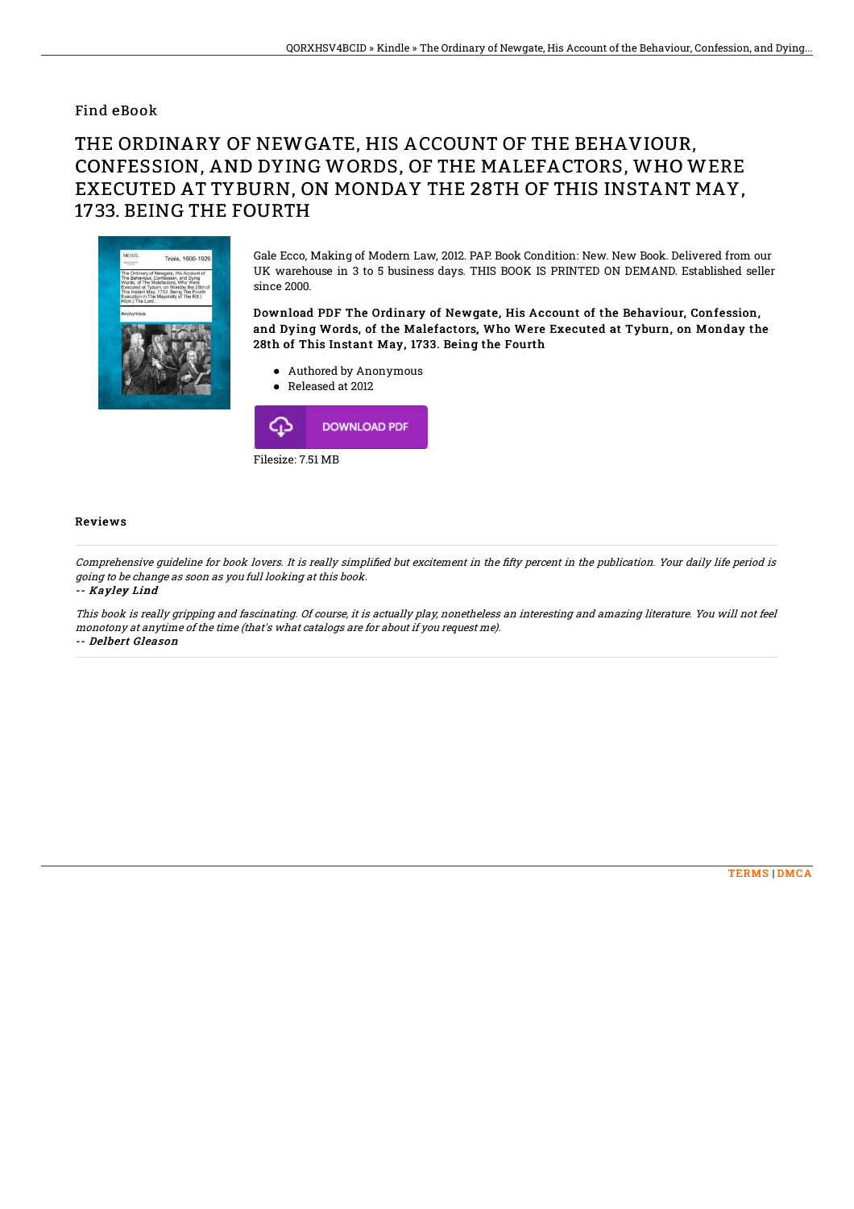Find eBook

# THE ORDINARY OF NEWGATE, HIS ACCOUNT OF THE BEHAVIOUR, CONFESSION, AND DYING WORDS, OF THE MALEFACTORS, WHO WERE EXECUTED AT TYBURN, ON MONDAY THE 28TH OF THIS INSTANT MAY, 1733. BEING THE FOURTH

Gale Ecco, Making of Modern Law, 2012. PAP. Book Condition: New. New Book. Delivered from our UK warehouse in 3 to 5 business days. THIS BOOK IS PRINTED ON DEMAND. Established seller since 2000.

**Download PDF The Ordinary of Newgate, His Account of the Behaviour, Confession, and Dying Words, of the Malefactors, Who Were Executed at Tyburn, on Monday the 28th of This Instant May, 1733. Being the Fourth**

- Authored by Anonymous
- Released at 2012

DOWNLOAD PDF

Filesize: 7.51 MB

## Reviews

*Comprehensive guideline for book lovers. It is really simplified but excitement in the fifty percent in the publication. Your daily life period is going to be change as soon as you full looking at this book.*

*-- Kayley Lind*

*This book is really gripping and fascinating. Of course, it is actually play, nonetheless an interesting and amazing literature. You will not feel monotony at anytime of the time (that's what catalogs are for about if you request me).*

*-- Delbert Gleason*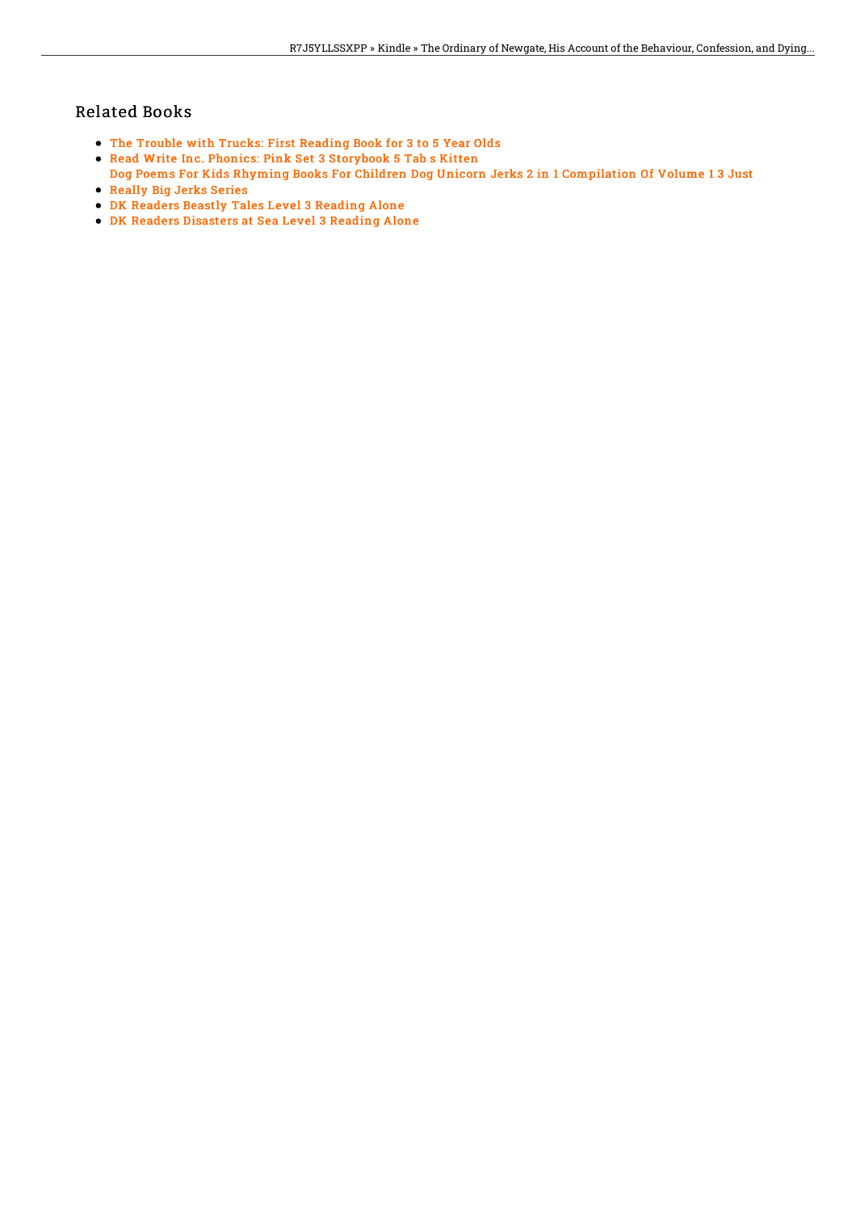## Related Books

- The Trouble with Trucks: First Reading Book for 3 to 5 Year Olds
- Read Write Inc. Phonics: Pink Set 3 Storybook 5 Tab s Kitten
  Dog Poems For Kids Rhyming Books For Children Dog Unicorn Jerks 2 in 1 Compilation Of Volume 1 3 Just
- Really Big Jerks Series
- DK Readers Beastly Tales Level 3 Reading Alone
- DK Readers Disasters at Sea Level 3 Reading Alone